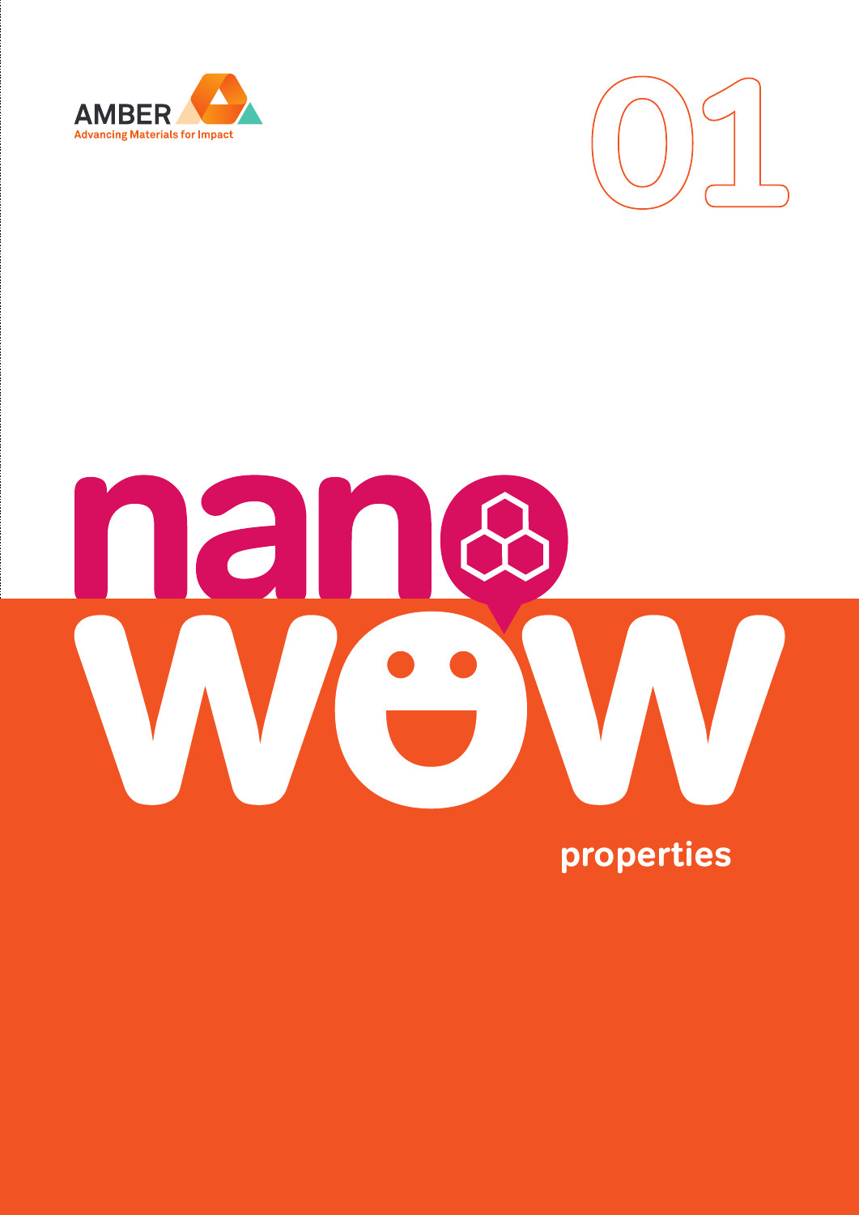AMBER

Advancing Materials for Impact

01

# nano wow

## properties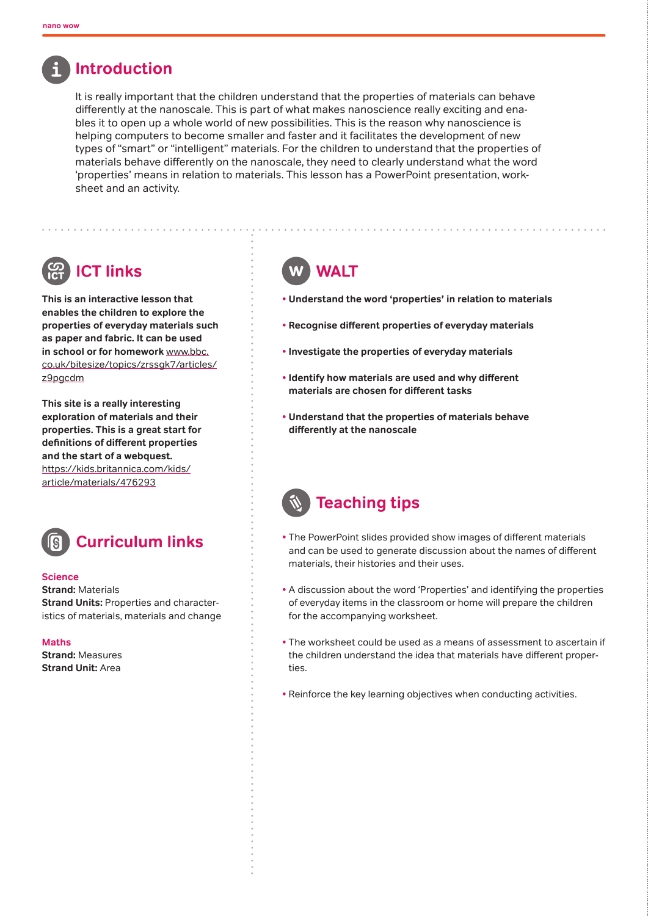## Introduction

It is really important that the children understand that the properties of materials can behave differently at the nanoscale. This is part of what makes nanoscience really exciting and enables it to open up a whole world of new possibilities. This is the reason why nanoscience is helping computers to become smaller and faster and it facilitates the development of new types of "smart" or "intelligent" materials. For the children to understand that the properties of materials behave differently on the nanoscale, they need to clearly understand what the word 'properties' means in relation to materials. This lesson has a PowerPoint presentation, worksheet and an activity.

## ICT links

**This is an interactive lesson that enables the children to explore the properties of everyday materials such as paper and fabric. It can be used in school or for homework** www.bbc.co.uk/bitesize/topics/zrssgk7/articles/z9pgcdm

**This site is a really interesting exploration of materials and their properties. This is a great start for definitions of different properties and the start of a webquest.** https://kids.britannica.com/kids/article/materials/476293

## Curriculum links

**Science**
**Strand:** Materials
**Strand Units:** Properties and characteristics of materials, materials and change

**Maths**
**Strand:** Measures
**Strand Unit:** Area

## WALT

- **Understand the word 'properties' in relation to materials**
- **Recognise different properties of everyday materials**
- **Investigate the properties of everyday materials**
- **Identify how materials are used and why different materials are chosen for different tasks**
- **Understand that the properties of materials behave differently at the nanoscale**

## Teaching tips

- The PowerPoint slides provided show images of different materials and can be used to generate discussion about the names of different materials, their histories and their uses.
- A discussion about the word 'Properties' and identifying the properties of everyday items in the classroom or home will prepare the children for the accompanying worksheet.
- The worksheet could be used as a means of assessment to ascertain if the children understand the idea that materials have different properties.
- Reinforce the key learning objectives when conducting activities.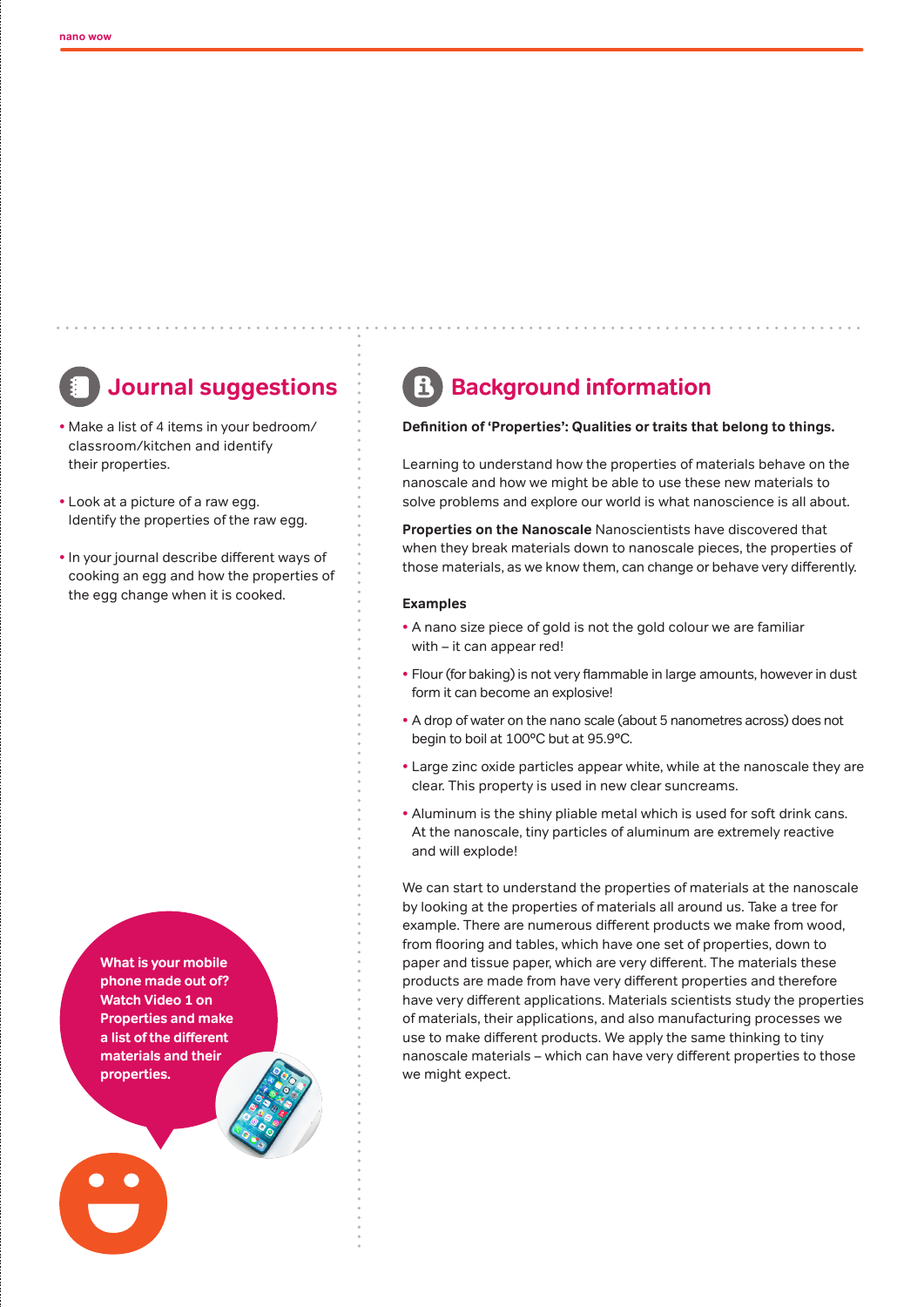## Journal suggestions

- Make a list of 4 items in your bedroom/classroom/kitchen and identify their properties.
- Look at a picture of a raw egg. Identify the properties of the raw egg.
- In your journal describe different ways of cooking an egg and how the properties of the egg change when it is cooked.

**What is your mobile phone made out of? Watch Video 1 on Properties and make a list of the different materials and their properties.**

## Background information

**Definition of 'Properties': Qualities or traits that belong to things.**

Learning to understand how the properties of materials behave on the nanoscale and how we might be able to use these new materials to solve problems and explore our world is what nanoscience is all about.

**Properties on the Nanoscale** Nanoscientists have discovered that when they break materials down to nanoscale pieces, the properties of those materials, as we know them, can change or behave very differently.

### Examples

- A nano size piece of gold is not the gold colour we are familiar with – it can appear red!
- Flour (for baking) is not very flammable in large amounts, however in dust form it can become an explosive!
- A drop of water on the nano scale (about 5 nanometres across) does not begin to boil at 100°C but at 95.9°C.
- Large zinc oxide particles appear white, while at the nanoscale they are clear. This property is used in new clear suncreams.
- Aluminum is the shiny pliable metal which is used for soft drink cans. At the nanoscale, tiny particles of aluminum are extremely reactive and will explode!

We can start to understand the properties of materials at the nanoscale by looking at the properties of materials all around us. Take a tree for example. There are numerous different products we make from wood, from flooring and tables, which have one set of properties, down to paper and tissue paper, which are very different. The materials these products are made from have very different properties and therefore have very different applications. Materials scientists study the properties of materials, their applications, and also manufacturing processes we use to make different products. We apply the same thinking to tiny nanoscale materials – which can have very different properties to those we might expect.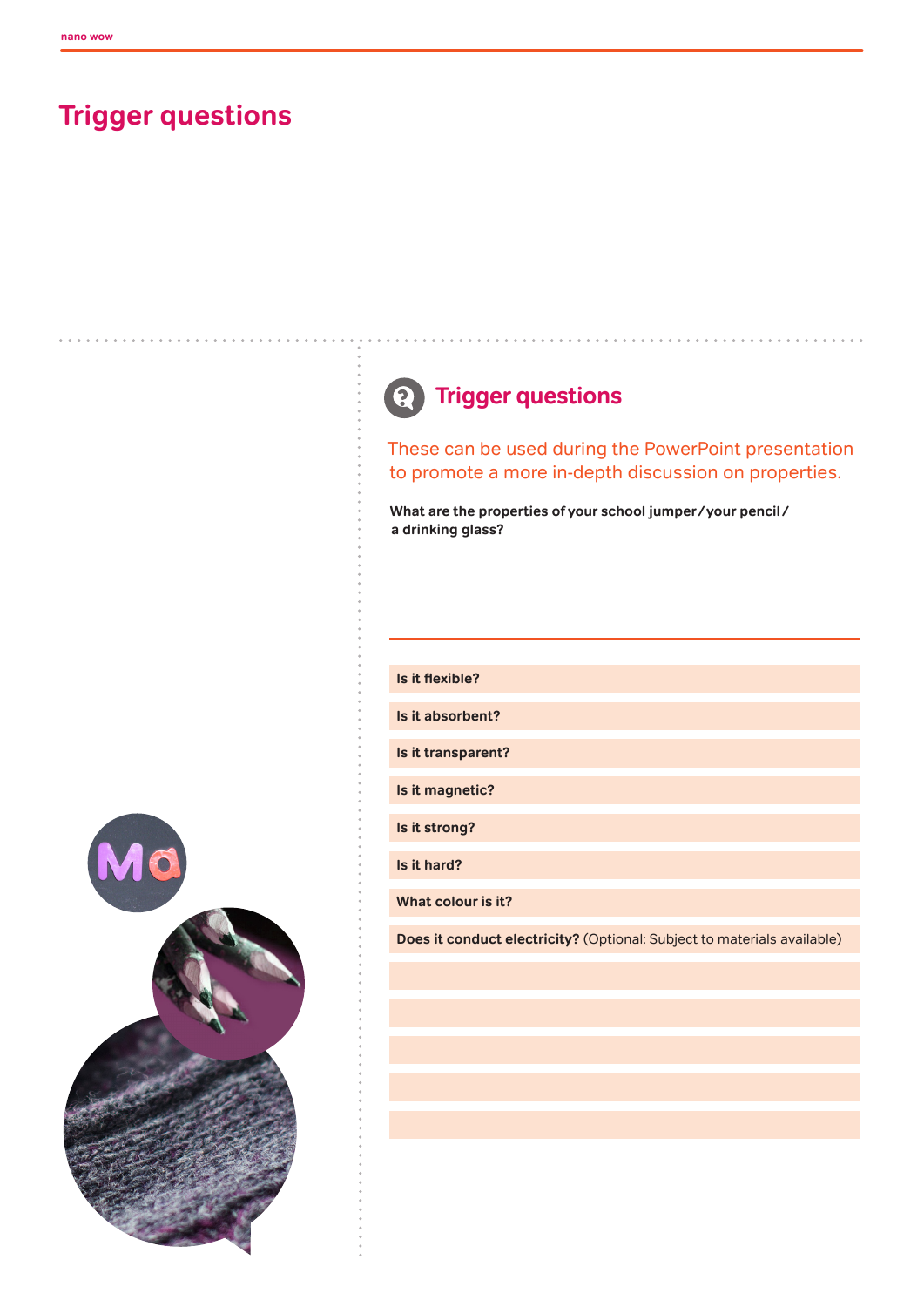# Trigger questions

## Trigger questions

These can be used during the PowerPoint presentation to promote a more in-depth discussion on properties.

**What are the properties of your school jumper / your pencil / a drinking glass?**

**Is it flexible?**

**Is it absorbent?**

**Is it transparent?**

**Is it magnetic?**

**Is it strong?**

**Is it hard?**

**What colour is it?**

**Does it conduct electricity?** (Optional: Subject to materials available)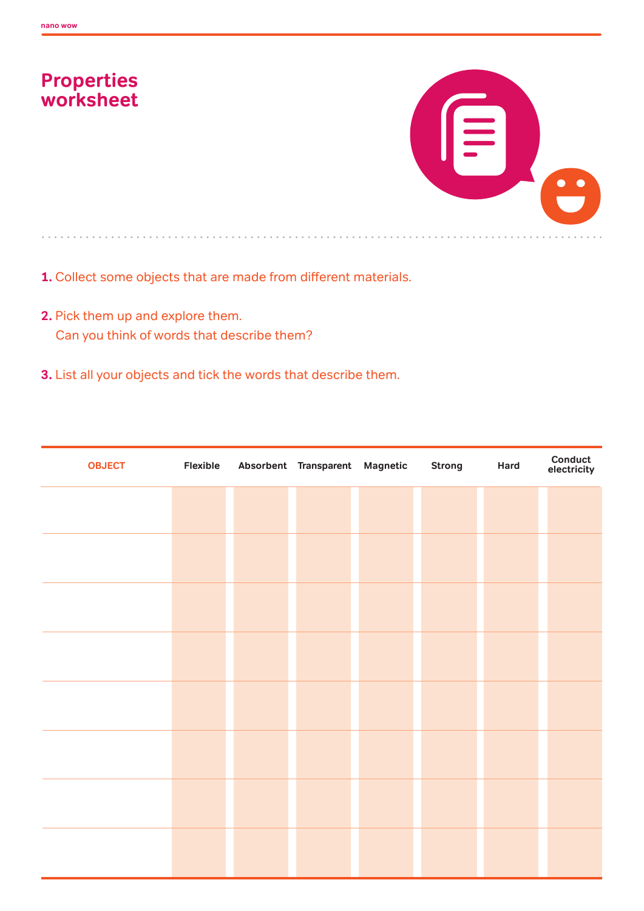# Properties worksheet

**1.** Collect some objects that are made from different materials.

**2.** Pick them up and explore them.
Can you think of words that describe them?

**3.** List all your objects and tick the words that describe them.

| OBJECT | Flexible | Absorbent | Transparent | Magnetic | Strong | Hard | Conduct electricity |
|---|---|---|---|---|---|---|---|
| | | | | | | | |
| | | | | | | | |
| | | | | | | | |
| | | | | | | | |
| | | | | | | | |
| | | | | | | | |
| | | | | | | | |
| | | | | | | | |